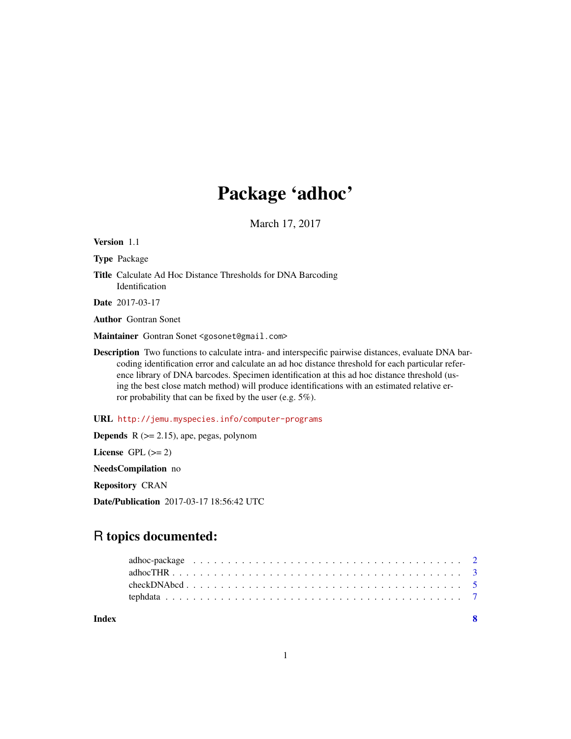# Package 'adhoc'

March 17, 2017

**Version** 1.1

**Type** Package

**Title** Calculate Ad Hoc Distance Thresholds for DNA Barcoding Identification

**Date** 2017-03-17

**Author** Gontran Sonet

**Maintainer** Gontran Sonet <gosonet@gmail.com>

**Description** Two functions to calculate intra- and interspecific pairwise distances, evaluate DNA barcoding identification error and calculate an ad hoc distance threshold for each particular reference library of DNA barcodes. Specimen identification at this ad hoc distance threshold (using the best close match method) will produce identifications with an estimated relative error probability that can be fixed by the user (e.g. 5%).

**URL** http://jemu.myspecies.info/computer-programs

**Depends** R (>= 2.15), ape, pegas, polynom

**License** GPL (>= 2)

**NeedsCompilation** no

**Repository** CRAN

**Date/Publication** 2017-03-17 18:56:42 UTC

## R topics documented:

adhoc-package . . . . . . . . . . . . . . . . . . . . . . . . . . . . . . . . . . . . 2
adhocTHR . . . . . . . . . . . . . . . . . . . . . . . . . . . . . . . . . . . . . . 3
checkDNAbcd . . . . . . . . . . . . . . . . . . . . . . . . . . . . . . . . . . . . 5
tephdata . . . . . . . . . . . . . . . . . . . . . . . . . . . . . . . . . . . . . . . 7

**Index** **8**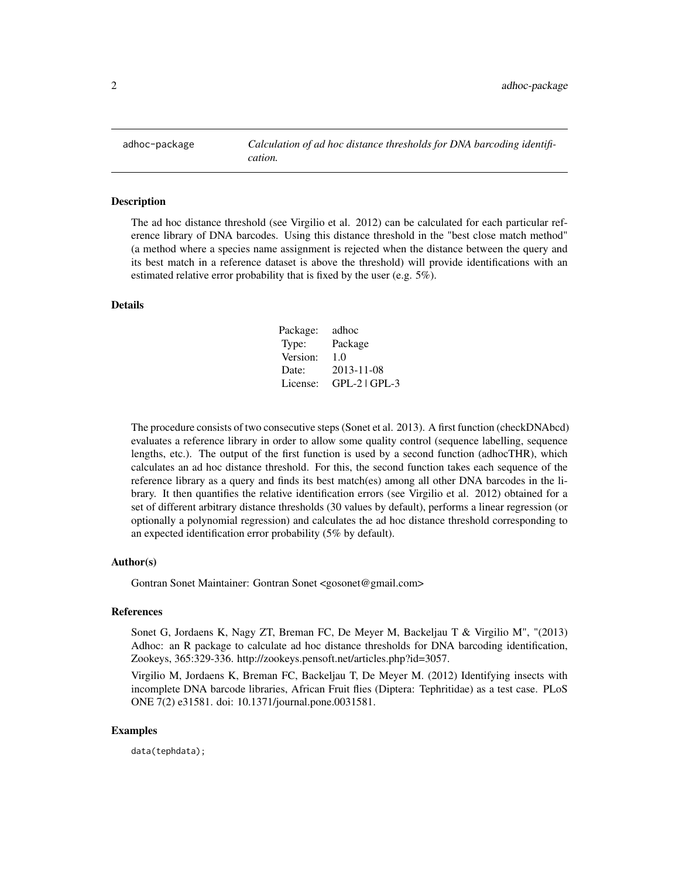adhoc-package *Calculation of ad hoc distance thresholds for DNA barcoding identification.*

## Description

The ad hoc distance threshold (see Virgilio et al. 2012) can be calculated for each particular reference library of DNA barcodes. Using this distance threshold in the "best close match method" (a method where a species name assignment is rejected when the distance between the query and its best match in a reference dataset is above the threshold) will provide identifications with an estimated relative error probability that is fixed by the user (e.g. 5%).

## Details

| | |
|---|---|
| Package: | adhoc |
| Type: | Package |
| Version: | 1.0 |
| Date: | 2013-11-08 |
| License: | GPL-2 \| GPL-3 |

The procedure consists of two consecutive steps (Sonet et al. 2013). A first function (checkDNAbcd) evaluates a reference library in order to allow some quality control (sequence labelling, sequence lengths, etc.). The output of the first function is used by a second function (adhocTHR), which calculates an ad hoc distance threshold. For this, the second function takes each sequence of the reference library as a query and finds its best match(es) among all other DNA barcodes in the library. It then quantifies the relative identification errors (see Virgilio et al. 2012) obtained for a set of different arbitrary distance thresholds (30 values by default), performs a linear regression (or optionally a polynomial regression) and calculates the ad hoc distance threshold corresponding to an expected identification error probability (5% by default).

## Author(s)

Gontran Sonet Maintainer: Gontran Sonet <gosonet@gmail.com>

## References

Sonet G, Jordaens K, Nagy ZT, Breman FC, De Meyer M, Backeljau T & Virgilio M", "(2013) Adhoc: an R package to calculate ad hoc distance thresholds for DNA barcoding identification, Zookeys, 365:329-336. http://zookeys.pensoft.net/articles.php?id=3057.

Virgilio M, Jordaens K, Breman FC, Backeljau T, De Meyer M. (2012) Identifying insects with incomplete DNA barcode libraries, African Fruit flies (Diptera: Tephritidae) as a test case. PLoS ONE 7(2) e31581. doi: 10.1371/journal.pone.0031581.

## Examples

```
data(tephdata);
```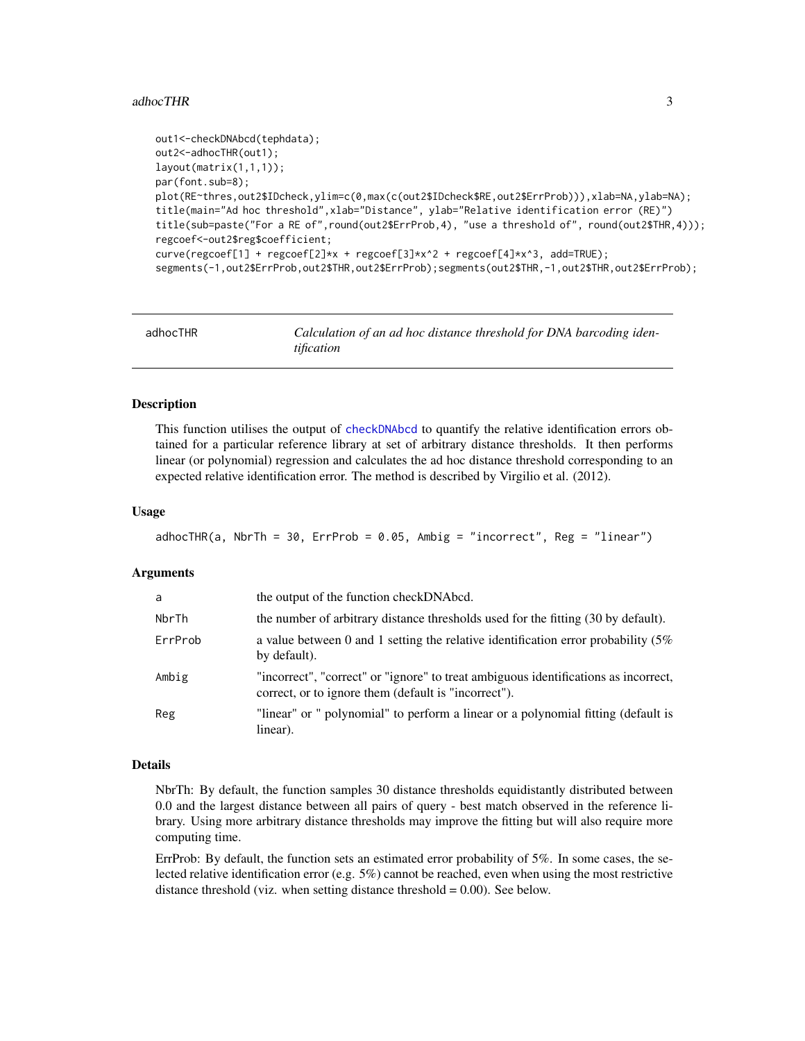```
out1<-checkDNAbcd(tephdata);
out2<-adhocTHR(out1);
layout(matrix(1,1,1));
par(font.sub=8);
plot(RE~thres,out2$IDcheck,ylim=c(0,max(c(out2$IDcheck$RE,out2$ErrProb))),xlab=NA,ylab=NA);
title(main="Ad hoc threshold",xlab="Distance", ylab="Relative identification error (RE)")
title(sub=paste("For a RE of",round(out2$ErrProb,4), "use a threshold of", round(out2$THR,4)));
regcoef<-out2$reg$coefficient;
curve(regcoef[1] + regcoef[2]*x + regcoef[3]*x^2 + regcoef[4]*x^3, add=TRUE);
segments(-1,out2$ErrProb,out2$THR,out2$ErrProb);segments(out2$THR,-1,out2$THR,out2$ErrProb);
```

---

## adhocTHR — *Calculation of an ad hoc distance threshold for DNA barcoding identification*

### Description

This function utilises the output of checkDNAbcd to quantify the relative identification errors obtained for a particular reference library at set of arbitrary distance thresholds. It then performs linear (or polynomial) regression and calculates the ad hoc distance threshold corresponding to an expected relative identification error. The method is described by Virgilio et al. (2012).

### Usage

```
adhocTHR(a, NbrTh = 30, ErrProb = 0.05, Ambig = "incorrect", Reg = "linear")
```

### Arguments

| | |
|---|---|
| a | the output of the function checkDNAbcd. |
| NbrTh | the number of arbitrary distance thresholds used for the fitting (30 by default). |
| ErrProb | a value between 0 and 1 setting the relative identification error probability (5% by default). |
| Ambig | "incorrect", "correct" or "ignore" to treat ambiguous identifications as incorrect, correct, or to ignore them (default is "incorrect"). |
| Reg | "linear" or " polynomial" to perform a linear or a polynomial fitting (default is linear). |

### Details

NbrTh: By default, the function samples 30 distance thresholds equidistantly distributed between 0.0 and the largest distance between all pairs of query - best match observed in the reference library. Using more arbitrary distance thresholds may improve the fitting but will also require more computing time.

ErrProb: By default, the function sets an estimated error probability of 5%. In some cases, the selected relative identification error (e.g. 5%) cannot be reached, even when using the most restrictive distance threshold (viz. when setting distance threshold = 0.00). See below.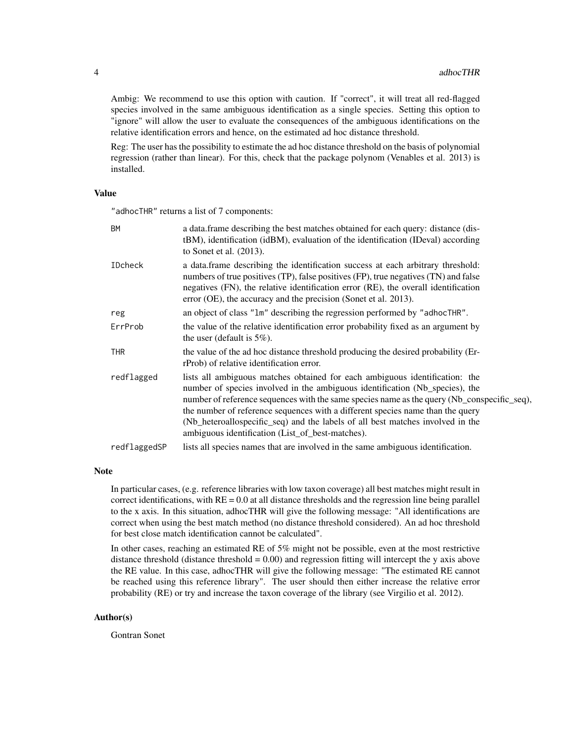Ambig: We recommend to use this option with caution. If "correct", it will treat all red-flagged species involved in the same ambiguous identification as a single species. Setting this option to "ignore" will allow the user to evaluate the consequences of the ambiguous identifications on the relative identification errors and hence, on the estimated ad hoc distance threshold.

Reg: The user has the possibility to estimate the ad hoc distance threshold on the basis of polynomial regression (rather than linear). For this, check that the package polynom (Venables et al. 2013) is installed.

## Value

"adhocTHR" returns a list of 7 components:

| | |
|---|---|
| BM | a data.frame describing the best matches obtained for each query: distance (distBM), identification (idBM), evaluation of the identification (IDeval) according to Sonet et al. (2013). |
| IDcheck | a data.frame describing the identification success at each arbitrary threshold: numbers of true positives (TP), false positives (FP), true negatives (TN) and false negatives (FN), the relative identification error (RE), the overall identification error (OE), the accuracy and the precision (Sonet et al. 2013). |
| reg | an object of class "lm" describing the regression performed by "adhocTHR". |
| ErrProb | the value of the relative identification error probability fixed as an argument by the user (default is 5%). |
| THR | the value of the ad hoc distance threshold producing the desired probability (ErrProb) of relative identification error. |
| redflagged | lists all ambiguous matches obtained for each ambiguous identification: the number of species involved in the ambiguous identification (Nb_species), the number of reference sequences with the same species name as the query (Nb_conspecific_seq), the number of reference sequences with a different species name than the query (Nb_heteroallospecific_seq) and the labels of all best matches involved in the ambiguous identification (List_of_best-matches). |
| redflaggedSP | lists all species names that are involved in the same ambiguous identification. |

## Note

In particular cases, (e.g. reference libraries with low taxon coverage) all best matches might result in correct identifications, with RE = 0.0 at all distance thresholds and the regression line being parallel to the x axis. In this situation, adhocTHR will give the following message: "All identifications are correct when using the best match method (no distance threshold considered). An ad hoc threshold for best close match identification cannot be calculated".

In other cases, reaching an estimated RE of 5% might not be possible, even at the most restrictive distance threshold (distance threshold = 0.00) and regression fitting will intercept the y axis above the RE value. In this case, adhocTHR will give the following message: "The estimated RE cannot be reached using this reference library". The user should then either increase the relative error probability (RE) or try and increase the taxon coverage of the library (see Virgilio et al. 2012).

## Author(s)

Gontran Sonet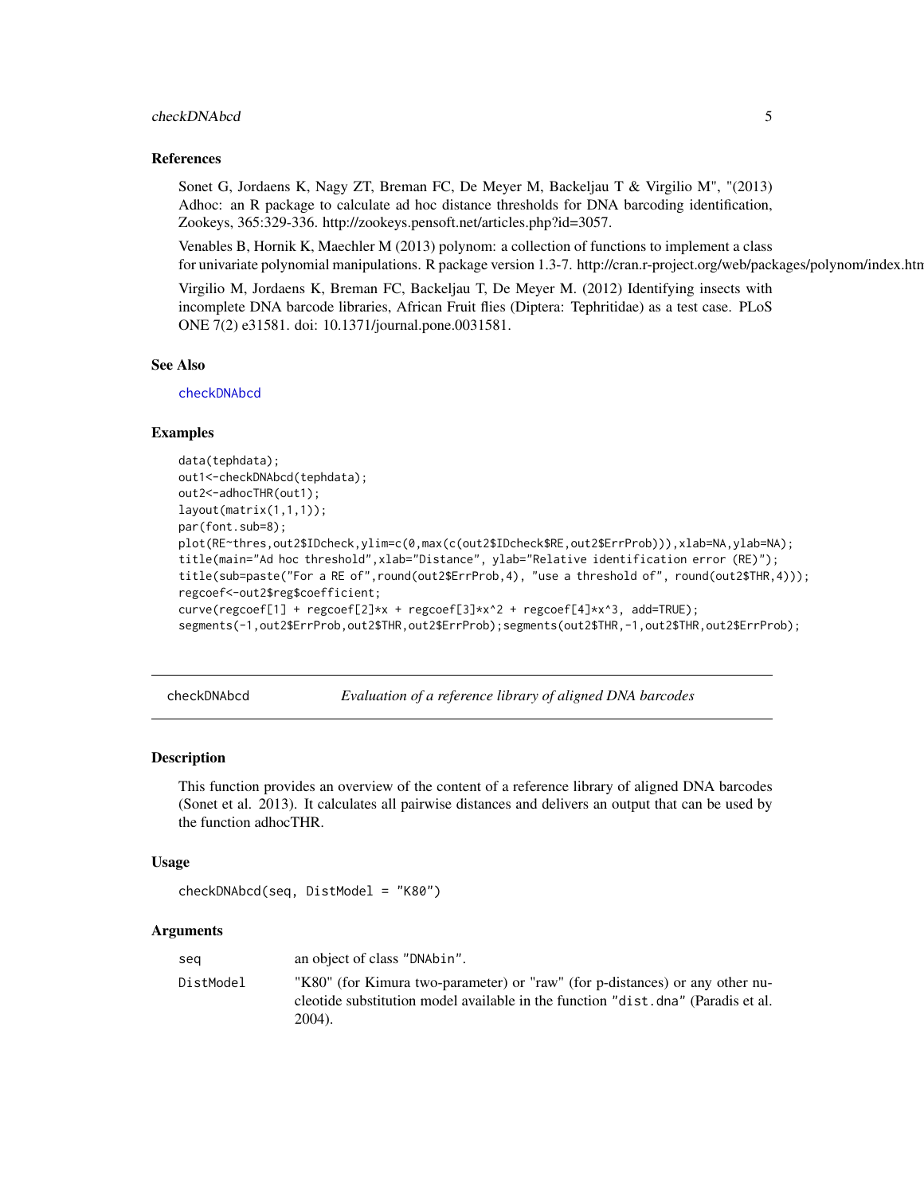### References

Sonet G, Jordaens K, Nagy ZT, Breman FC, De Meyer M, Backeljau T & Virgilio M", "(2013) Adhoc: an R package to calculate ad hoc distance thresholds for DNA barcoding identification, Zookeys, 365:329-336. http://zookeys.pensoft.net/articles.php?id=3057.

Venables B, Hornik K, Maechler M (2013) polynom: a collection of functions to implement a class for univariate polynomial manipulations. R package version 1.3-7. http://cran.r-project.org/web/packages/polynom/index.htm

Virgilio M, Jordaens K, Breman FC, Backeljau T, De Meyer M. (2012) Identifying insects with incomplete DNA barcode libraries, African Fruit flies (Diptera: Tephritidae) as a test case. PLoS ONE 7(2) e31581. doi: 10.1371/journal.pone.0031581.

### See Also

checkDNAbcd

### Examples

```
data(tephdata);
out1<-checkDNAbcd(tephdata);
out2<-adhocTHR(out1);
layout(matrix(1,1,1));
par(font.sub=8);
plot(RE~thres,out2$IDcheck,ylim=c(0,max(c(out2$IDcheck$RE,out2$ErrProb))),xlab=NA,ylab=NA);
title(main="Ad hoc threshold",xlab="Distance", ylab="Relative identification error (RE)");
title(sub=paste("For a RE of",round(out2$ErrProb,4), "use a threshold of", round(out2$THR,4)));
regcoef<-out2$reg$coefficient;
curve(regcoef[1] + regcoef[2]*x + regcoef[3]*x^2 + regcoef[4]*x^3, add=TRUE);
segments(-1,out2$ErrProb,out2$THR,out2$ErrProb);segments(out2$THR,-1,out2$THR,out2$ErrProb);
```

---

## checkDNAbcd — *Evaluation of a reference library of aligned DNA barcodes*

### Description

This function provides an overview of the content of a reference library of aligned DNA barcodes (Sonet et al. 2013). It calculates all pairwise distances and delivers an output that can be used by the function adhocTHR.

### Usage

```
checkDNAbcd(seq, DistModel = "K80")
```

### Arguments

| | |
|---|---|
| seq | an object of class "DNAbin". |
| DistModel | "K80" (for Kimura two-parameter) or "raw" (for p-distances) or any other nucleotide substitution model available in the function "dist.dna" (Paradis et al. 2004). |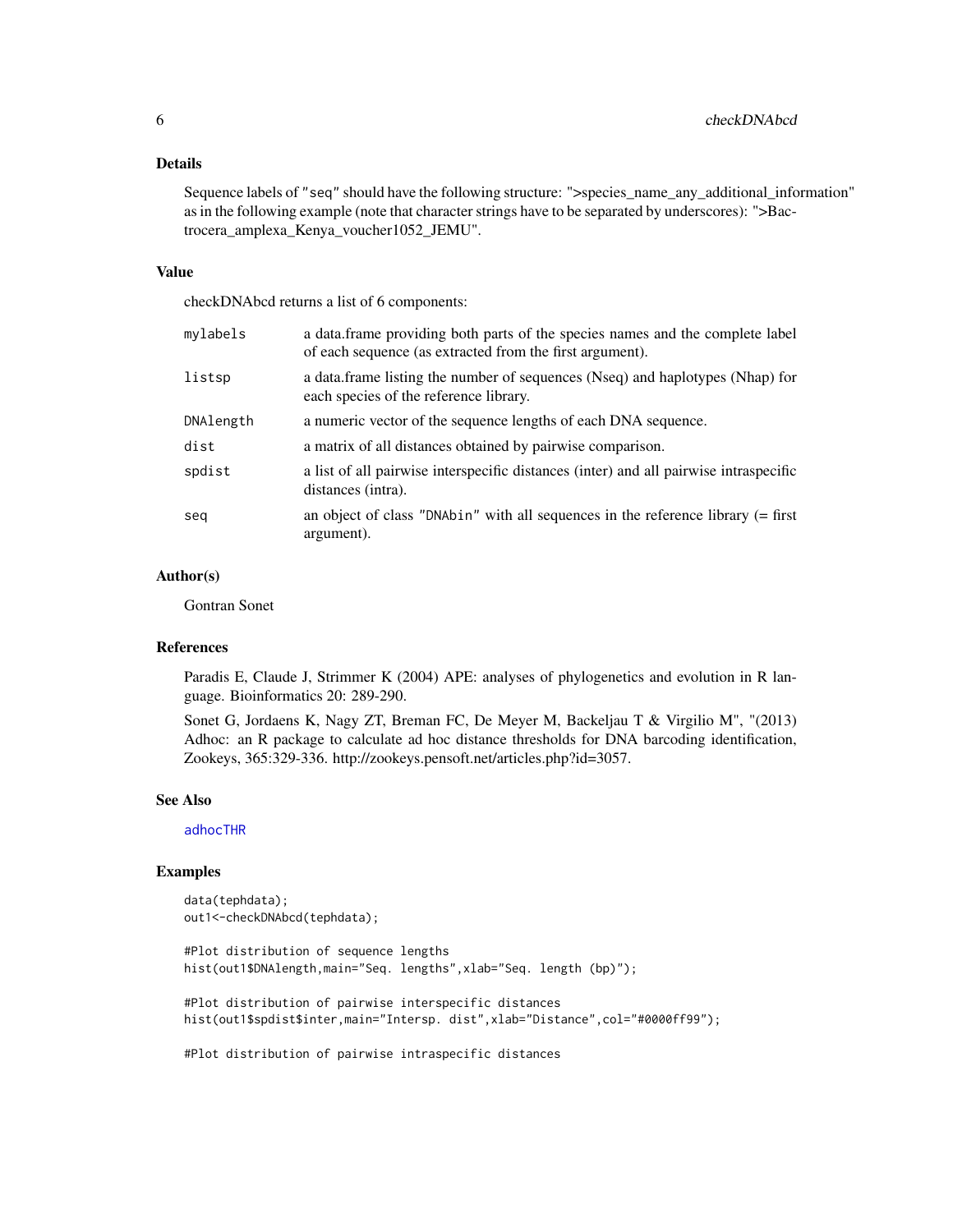## Details

Sequence labels of "seq" should have the following structure: ">species_name_any_additional_information" as in the following example (note that character strings have to be separated by underscores): ">Bactrocera_amplexa_Kenya_voucher1052_JEMU".

## Value

checkDNAbcd returns a list of 6 components:

| | |
|---|---|
| mylabels | a data.frame providing both parts of the species names and the complete label of each sequence (as extracted from the first argument). |
| listsp | a data.frame listing the number of sequences (Nseq) and haplotypes (Nhap) for each species of the reference library. |
| DNAlength | a numeric vector of the sequence lengths of each DNA sequence. |
| dist | a matrix of all distances obtained by pairwise comparison. |
| spdist | a list of all pairwise interspecific distances (inter) and all pairwise intraspecific distances (intra). |
| seq | an object of class "DNAbin" with all sequences in the reference library (= first argument). |

## Author(s)

Gontran Sonet

## References

Paradis E, Claude J, Strimmer K (2004) APE: analyses of phylogenetics and evolution in R language. Bioinformatics 20: 289-290.

Sonet G, Jordaens K, Nagy ZT, Breman FC, De Meyer M, Backeljau T & Virgilio M", "(2013) Adhoc: an R package to calculate ad hoc distance thresholds for DNA barcoding identification, Zookeys, 365:329-336. http://zookeys.pensoft.net/articles.php?id=3057.

## See Also

adhocTHR

## Examples

```
data(tephdata);
out1<-checkDNAbcd(tephdata);

#Plot distribution of sequence lengths
hist(out1$DNAlength,main="Seq. lengths",xlab="Seq. length (bp)");

#Plot distribution of pairwise interspecific distances
hist(out1$spdist$inter,main="Intersp. dist",xlab="Distance",col="#0000ff99");

#Plot distribution of pairwise intraspecific distances
```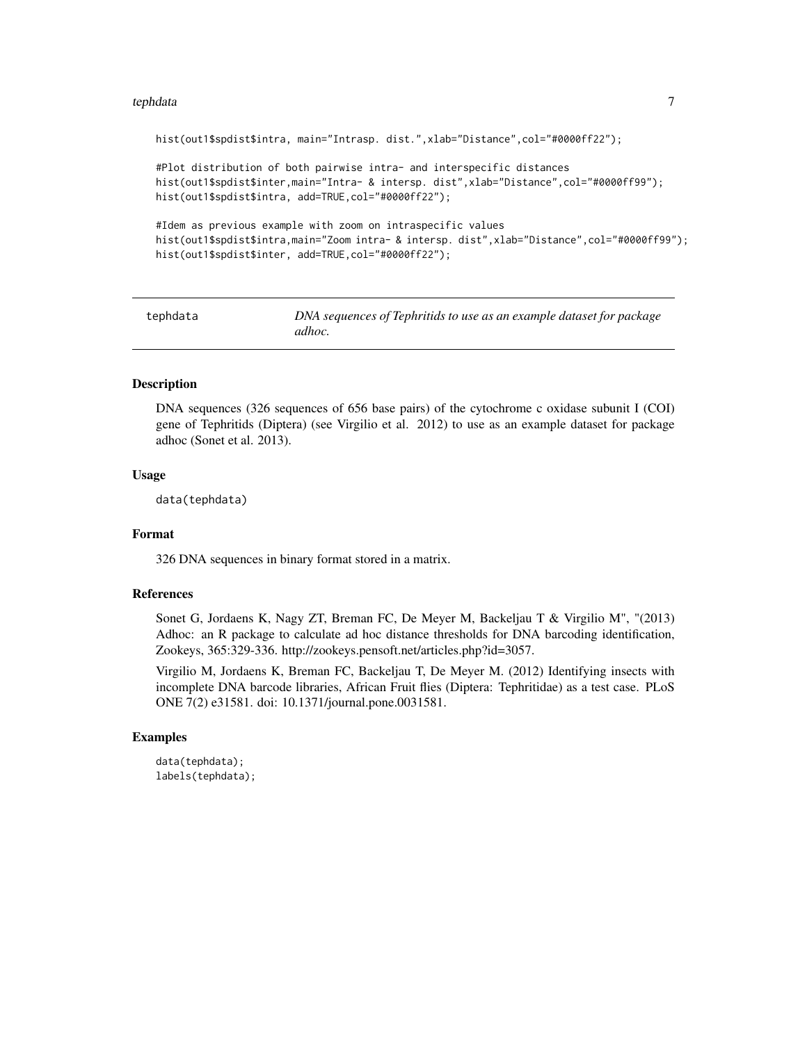```
hist(out1$spdist$intra, main="Intrasp. dist.",xlab="Distance",col="#0000ff22");

#Plot distribution of both pairwise intra- and interspecific distances
hist(out1$spdist$inter,main="Intra- & intersp. dist",xlab="Distance",col="#0000ff99");
hist(out1$spdist$intra, add=TRUE,col="#0000ff22");

#Idem as previous example with zoom on intraspecific values
hist(out1$spdist$intra,main="Zoom intra- & intersp. dist",xlab="Distance",col="#0000ff99");
hist(out1$spdist$inter, add=TRUE,col="#0000ff22");
```

---

## tephdata — *DNA sequences of Tephritids to use as an example dataset for package adhoc.*

---

### Description

DNA sequences (326 sequences of 656 base pairs) of the cytochrome c oxidase subunit I (COI) gene of Tephritids (Diptera) (see Virgilio et al. 2012) to use as an example dataset for package adhoc (Sonet et al. 2013).

### Usage

```
data(tephdata)
```

### Format

326 DNA sequences in binary format stored in a matrix.

### References

Sonet G, Jordaens K, Nagy ZT, Breman FC, De Meyer M, Backeljau T & Virgilio M", "(2013) Adhoc: an R package to calculate ad hoc distance thresholds for DNA barcoding identification, Zookeys, 365:329-336. http://zookeys.pensoft.net/articles.php?id=3057.

Virgilio M, Jordaens K, Breman FC, Backeljau T, De Meyer M. (2012) Identifying insects with incomplete DNA barcode libraries, African Fruit flies (Diptera: Tephritidae) as a test case. PLoS ONE 7(2) e31581. doi: 10.1371/journal.pone.0031581.

### Examples

```
data(tephdata);
labels(tephdata);
```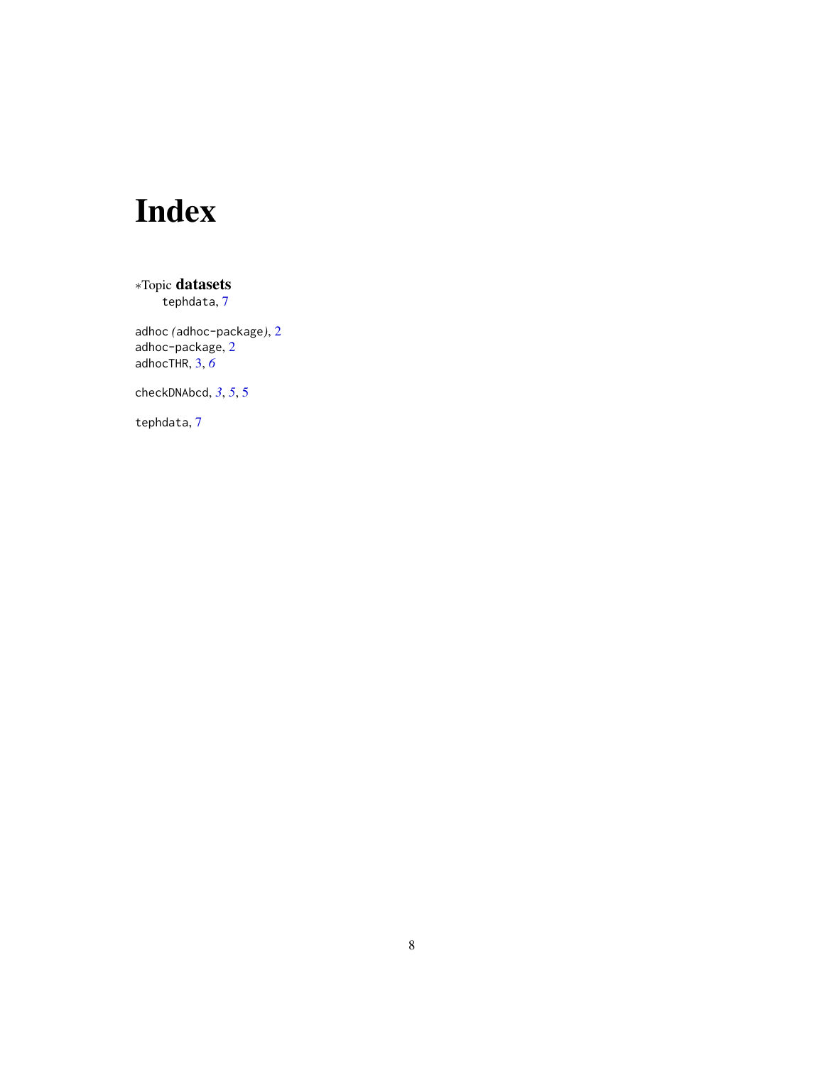# Index

∗Topic **datasets**
    `tephdata`, 7

`adhoc` *(*`adhoc-package`*)*, 2
`adhoc-package`, 2
`adhocTHR`, 3, *6*

`checkDNAbcd`, *3*, *5*, 5

`tephdata`, 7